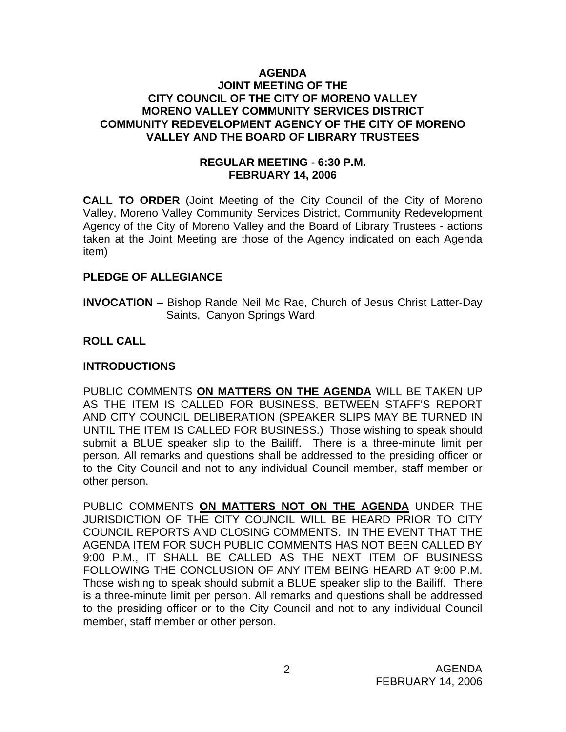# AGENDA
# JOINT MEETING OF THE
# CITY COUNCIL OF THE CITY OF MORENO VALLEY
# MORENO VALLEY COMMUNITY SERVICES DISTRICT
# COMMUNITY REDEVELOPMENT AGENCY OF THE CITY OF MORENO VALLEY AND THE BOARD OF LIBRARY TRUSTEES

## REGULAR MEETING - 6:30 P.M.
## FEBRUARY 14, 2006

**CALL TO ORDER** (Joint Meeting of the City Council of the City of Moreno Valley, Moreno Valley Community Services District, Community Redevelopment Agency of the City of Moreno Valley and the Board of Library Trustees - actions taken at the Joint Meeting are those of the Agency indicated on each Agenda item)

**PLEDGE OF ALLEGIANCE**

**INVOCATION** – Bishop Rande Neil Mc Rae, Church of Jesus Christ Latter-Day Saints, Canyon Springs Ward

**ROLL CALL**

**INTRODUCTIONS**

PUBLIC COMMENTS **ON MATTERS ON THE AGENDA** WILL BE TAKEN UP AS THE ITEM IS CALLED FOR BUSINESS, BETWEEN STAFF'S REPORT AND CITY COUNCIL DELIBERATION (SPEAKER SLIPS MAY BE TURNED IN UNTIL THE ITEM IS CALLED FOR BUSINESS.) Those wishing to speak should submit a BLUE speaker slip to the Bailiff. There is a three-minute limit per person. All remarks and questions shall be addressed to the presiding officer or to the City Council and not to any individual Council member, staff member or other person.

PUBLIC COMMENTS **ON MATTERS NOT ON THE AGENDA** UNDER THE JURISDICTION OF THE CITY COUNCIL WILL BE HEARD PRIOR TO CITY COUNCIL REPORTS AND CLOSING COMMENTS. IN THE EVENT THAT THE AGENDA ITEM FOR SUCH PUBLIC COMMENTS HAS NOT BEEN CALLED BY 9:00 P.M., IT SHALL BE CALLED AS THE NEXT ITEM OF BUSINESS FOLLOWING THE CONCLUSION OF ANY ITEM BEING HEARD AT 9:00 P.M. Those wishing to speak should submit a BLUE speaker slip to the Bailiff. There is a three-minute limit per person. All remarks and questions shall be addressed to the presiding officer or to the City Council and not to any individual Council member, staff member or other person.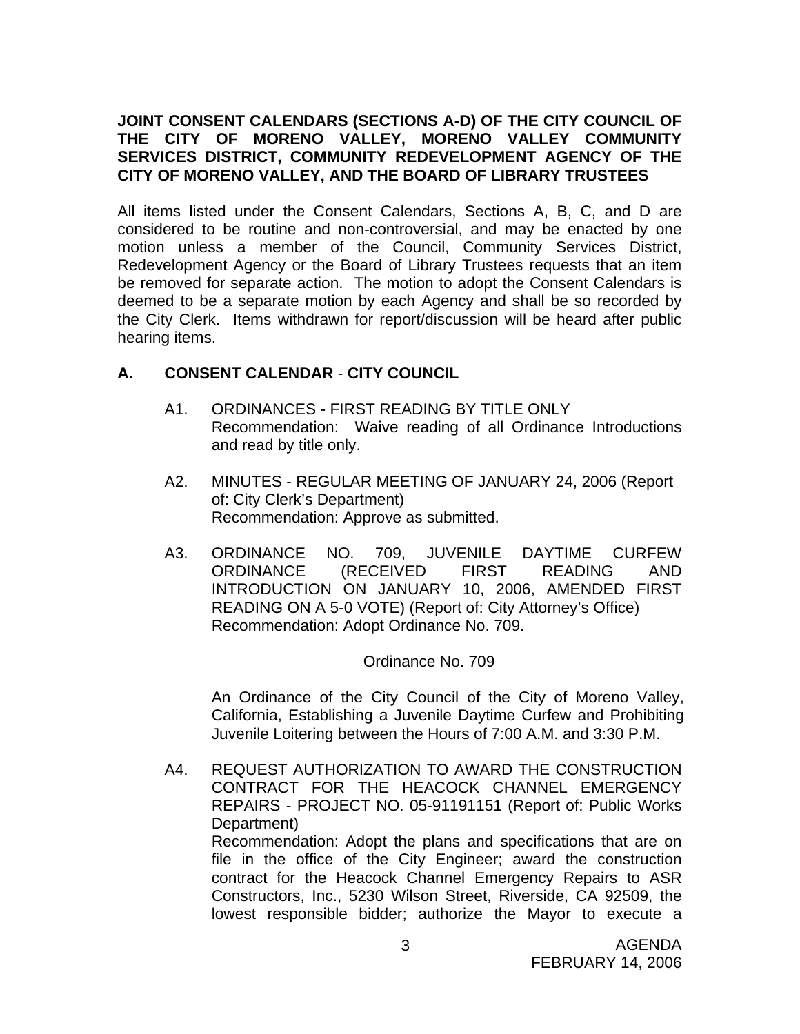**JOINT CONSENT CALENDARS (SECTIONS A-D) OF THE CITY COUNCIL OF THE CITY OF MORENO VALLEY, MORENO VALLEY COMMUNITY SERVICES DISTRICT, COMMUNITY REDEVELOPMENT AGENCY OF THE CITY OF MORENO VALLEY, AND THE BOARD OF LIBRARY TRUSTEES**

All items listed under the Consent Calendars, Sections A, B, C, and D are considered to be routine and non-controversial, and may be enacted by one motion unless a member of the Council, Community Services District, Redevelopment Agency or the Board of Library Trustees requests that an item be removed for separate action. The motion to adopt the Consent Calendars is deemed to be a separate motion by each Agency and shall be so recorded by the City Clerk. Items withdrawn for report/discussion will be heard after public hearing items.

## A. CONSENT CALENDAR - CITY COUNCIL

A1. ORDINANCES - FIRST READING BY TITLE ONLY
Recommendation: Waive reading of all Ordinance Introductions and read by title only.

A2. MINUTES - REGULAR MEETING OF JANUARY 24, 2006 (Report of: City Clerk's Department)
Recommendation: Approve as submitted.

A3. ORDINANCE NO. 709, JUVENILE DAYTIME CURFEW ORDINANCE (RECEIVED FIRST READING AND INTRODUCTION ON JANUARY 10, 2006, AMENDED FIRST READING ON A 5-0 VOTE) (Report of: City Attorney's Office)
Recommendation: Adopt Ordinance No. 709.

Ordinance No. 709

An Ordinance of the City Council of the City of Moreno Valley, California, Establishing a Juvenile Daytime Curfew and Prohibiting Juvenile Loitering between the Hours of 7:00 A.M. and 3:30 P.M.

A4. REQUEST AUTHORIZATION TO AWARD THE CONSTRUCTION CONTRACT FOR THE HEACOCK CHANNEL EMERGENCY REPAIRS - PROJECT NO. 05-91191151 (Report of: Public Works Department)
Recommendation: Adopt the plans and specifications that are on file in the office of the City Engineer; award the construction contract for the Heacock Channel Emergency Repairs to ASR Constructors, Inc., 5230 Wilson Street, Riverside, CA 92509, the lowest responsible bidder; authorize the Mayor to execute a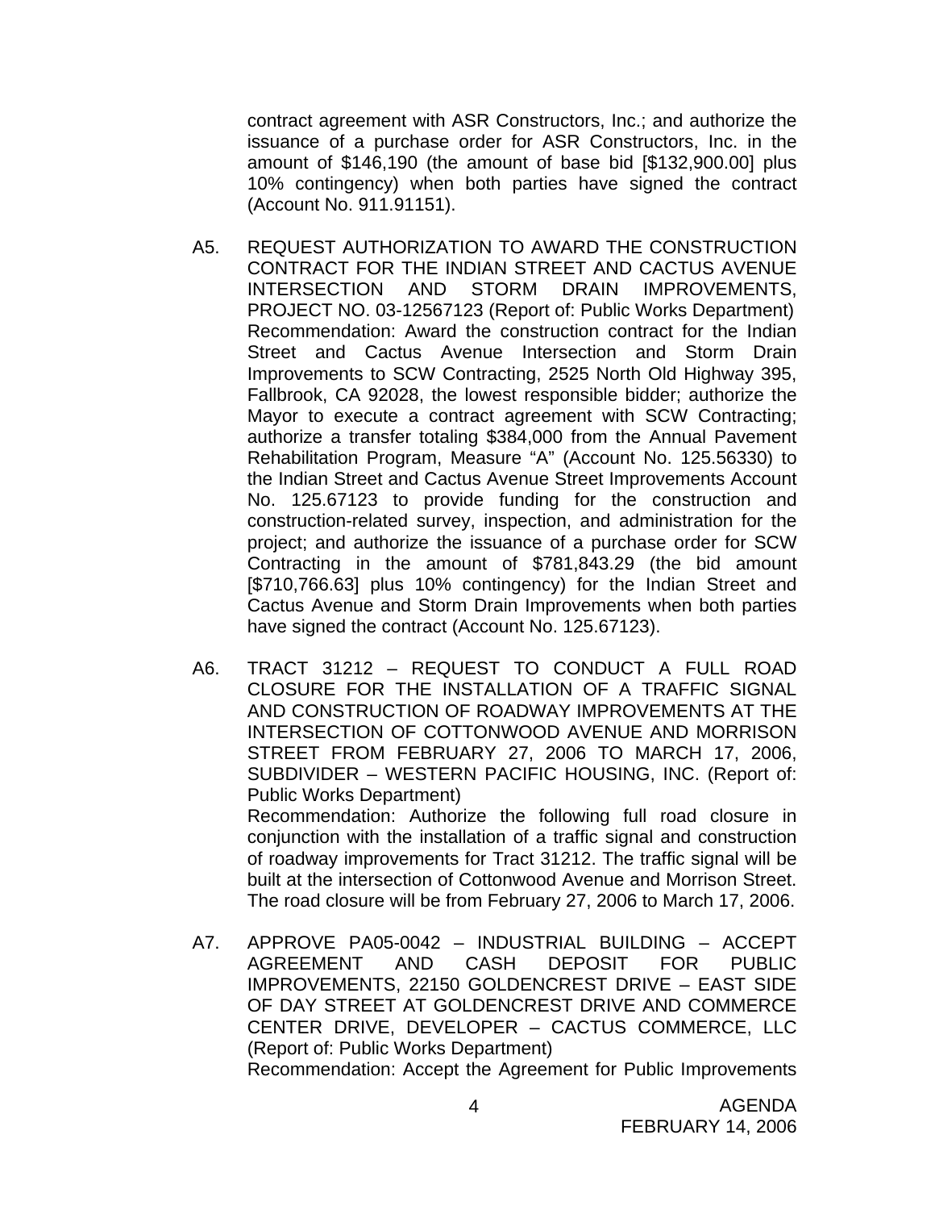contract agreement with ASR Constructors, Inc.; and authorize the issuance of a purchase order for ASR Constructors, Inc. in the amount of $146,190 (the amount of base bid [$132,900.00] plus 10% contingency) when both parties have signed the contract (Account No. 911.91151).

A5. REQUEST AUTHORIZATION TO AWARD THE CONSTRUCTION CONTRACT FOR THE INDIAN STREET AND CACTUS AVENUE INTERSECTION AND STORM DRAIN IMPROVEMENTS, PROJECT NO. 03-12567123 (Report of: Public Works Department)
Recommendation: Award the construction contract for the Indian Street and Cactus Avenue Intersection and Storm Drain Improvements to SCW Contracting, 2525 North Old Highway 395, Fallbrook, CA 92028, the lowest responsible bidder; authorize the Mayor to execute a contract agreement with SCW Contracting; authorize a transfer totaling $384,000 from the Annual Pavement Rehabilitation Program, Measure "A" (Account No. 125.56330) to the Indian Street and Cactus Avenue Street Improvements Account No. 125.67123 to provide funding for the construction and construction-related survey, inspection, and administration for the project; and authorize the issuance of a purchase order for SCW Contracting in the amount of $781,843.29 (the bid amount [$710,766.63] plus 10% contingency) for the Indian Street and Cactus Avenue and Storm Drain Improvements when both parties have signed the contract (Account No. 125.67123).

A6. TRACT 31212 – REQUEST TO CONDUCT A FULL ROAD CLOSURE FOR THE INSTALLATION OF A TRAFFIC SIGNAL AND CONSTRUCTION OF ROADWAY IMPROVEMENTS AT THE INTERSECTION OF COTTONWOOD AVENUE AND MORRISON STREET FROM FEBRUARY 27, 2006 TO MARCH 17, 2006, SUBDIVIDER – WESTERN PACIFIC HOUSING, INC. (Report of: Public Works Department)
Recommendation: Authorize the following full road closure in conjunction with the installation of a traffic signal and construction of roadway improvements for Tract 31212. The traffic signal will be built at the intersection of Cottonwood Avenue and Morrison Street. The road closure will be from February 27, 2006 to March 17, 2006.

A7. APPROVE PA05-0042 – INDUSTRIAL BUILDING – ACCEPT AGREEMENT AND CASH DEPOSIT FOR PUBLIC IMPROVEMENTS, 22150 GOLDENCREST DRIVE – EAST SIDE OF DAY STREET AT GOLDENCREST DRIVE AND COMMERCE CENTER DRIVE, DEVELOPER – CACTUS COMMERCE, LLC (Report of: Public Works Department)
Recommendation: Accept the Agreement for Public Improvements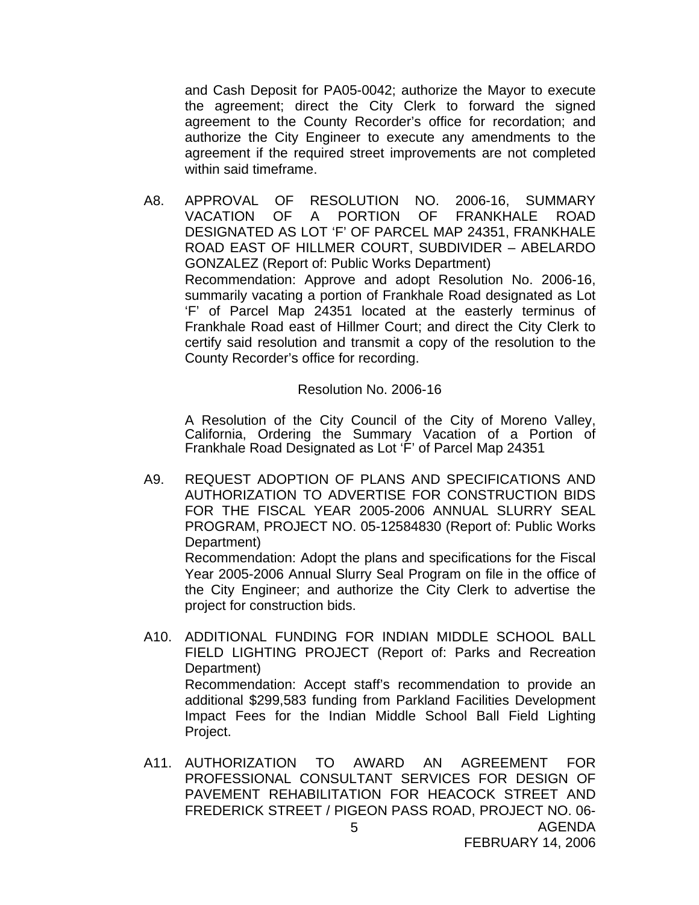and Cash Deposit for PA05-0042; authorize the Mayor to execute the agreement; direct the City Clerk to forward the signed agreement to the County Recorder's office for recordation; and authorize the City Engineer to execute any amendments to the agreement if the required street improvements are not completed within said timeframe.

A8. APPROVAL OF RESOLUTION NO. 2006-16, SUMMARY VACATION OF A PORTION OF FRANKHALE ROAD DESIGNATED AS LOT 'F' OF PARCEL MAP 24351, FRANKHALE ROAD EAST OF HILLMER COURT, SUBDIVIDER – ABELARDO GONZALEZ (Report of: Public Works Department)
Recommendation: Approve and adopt Resolution No. 2006-16, summarily vacating a portion of Frankhale Road designated as Lot 'F' of Parcel Map 24351 located at the easterly terminus of Frankhale Road east of Hillmer Court; and direct the City Clerk to certify said resolution and transmit a copy of the resolution to the County Recorder's office for recording.

Resolution No. 2006-16

A Resolution of the City Council of the City of Moreno Valley, California, Ordering the Summary Vacation of a Portion of Frankhale Road Designated as Lot 'F' of Parcel Map 24351

A9. REQUEST ADOPTION OF PLANS AND SPECIFICATIONS AND AUTHORIZATION TO ADVERTISE FOR CONSTRUCTION BIDS FOR THE FISCAL YEAR 2005-2006 ANNUAL SLURRY SEAL PROGRAM, PROJECT NO. 05-12584830 (Report of: Public Works Department)
Recommendation: Adopt the plans and specifications for the Fiscal Year 2005-2006 Annual Slurry Seal Program on file in the office of the City Engineer; and authorize the City Clerk to advertise the project for construction bids.

A10. ADDITIONAL FUNDING FOR INDIAN MIDDLE SCHOOL BALL FIELD LIGHTING PROJECT (Report of: Parks and Recreation Department)
Recommendation: Accept staff's recommendation to provide an additional $299,583 funding from Parkland Facilities Development Impact Fees for the Indian Middle School Ball Field Lighting Project.

A11. AUTHORIZATION TO AWARD AN AGREEMENT FOR PROFESSIONAL CONSULTANT SERVICES FOR DESIGN OF PAVEMENT REHABILITATION FOR HEACOCK STREET AND FREDERICK STREET / PIGEON PASS ROAD, PROJECT NO. 06-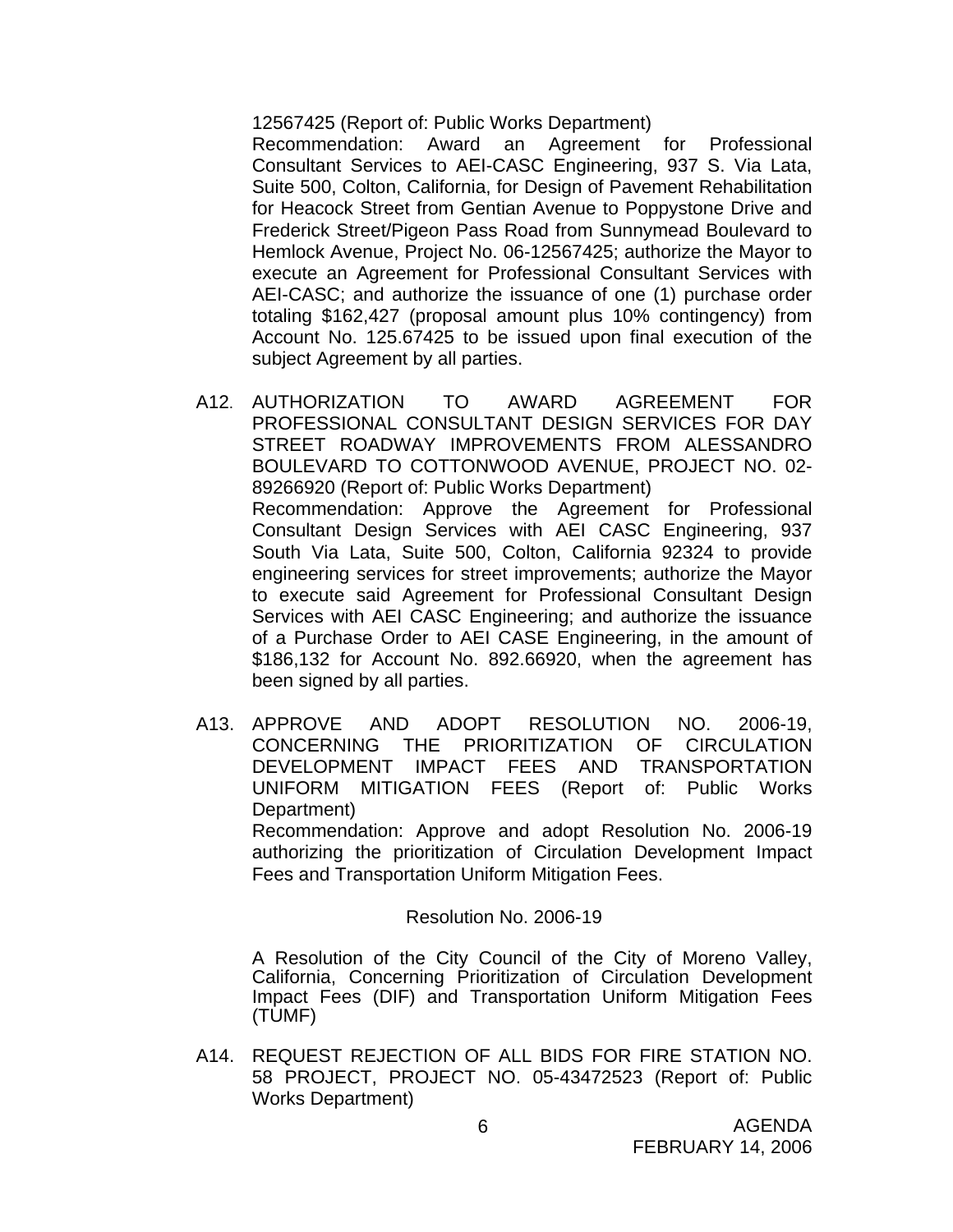12567425 (Report of: Public Works Department)

Recommendation: Award an Agreement for Professional Consultant Services to AEI-CASC Engineering, 937 S. Via Lata, Suite 500, Colton, California, for Design of Pavement Rehabilitation for Heacock Street from Gentian Avenue to Poppystone Drive and Frederick Street/Pigeon Pass Road from Sunnymead Boulevard to Hemlock Avenue, Project No. 06-12567425; authorize the Mayor to execute an Agreement for Professional Consultant Services with AEI-CASC; and authorize the issuance of one (1) purchase order totaling $162,427 (proposal amount plus 10% contingency) from Account No. 125.67425 to be issued upon final execution of the subject Agreement by all parties.

A12. AUTHORIZATION TO AWARD AGREEMENT FOR PROFESSIONAL CONSULTANT DESIGN SERVICES FOR DAY STREET ROADWAY IMPROVEMENTS FROM ALESSANDRO BOULEVARD TO COTTONWOOD AVENUE, PROJECT NO. 02-89266920 (Report of: Public Works Department)

Recommendation: Approve the Agreement for Professional Consultant Design Services with AEI CASC Engineering, 937 South Via Lata, Suite 500, Colton, California 92324 to provide engineering services for street improvements; authorize the Mayor to execute said Agreement for Professional Consultant Design Services with AEI CASC Engineering; and authorize the issuance of a Purchase Order to AEI CASE Engineering, in the amount of $186,132 for Account No. 892.66920, when the agreement has been signed by all parties.

A13. APPROVE AND ADOPT RESOLUTION NO. 2006-19, CONCERNING THE PRIORITIZATION OF CIRCULATION DEVELOPMENT IMPACT FEES AND TRANSPORTATION UNIFORM MITIGATION FEES (Report of: Public Works Department)

Recommendation: Approve and adopt Resolution No. 2006-19 authorizing the prioritization of Circulation Development Impact Fees and Transportation Uniform Mitigation Fees.

Resolution No. 2006-19

A Resolution of the City Council of the City of Moreno Valley, California, Concerning Prioritization of Circulation Development Impact Fees (DIF) and Transportation Uniform Mitigation Fees (TUMF)

A14. REQUEST REJECTION OF ALL BIDS FOR FIRE STATION NO. 58 PROJECT, PROJECT NO. 05-43472523 (Report of: Public Works Department)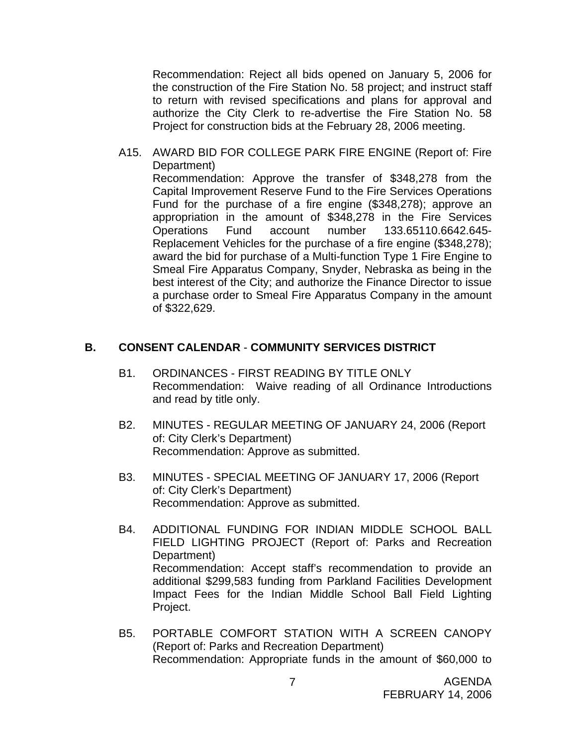Recommendation: Reject all bids opened on January 5, 2006 for the construction of the Fire Station No. 58 project; and instruct staff to return with revised specifications and plans for approval and authorize the City Clerk to re-advertise the Fire Station No. 58 Project for construction bids at the February 28, 2006 meeting.

A15. AWARD BID FOR COLLEGE PARK FIRE ENGINE (Report of: Fire Department)
Recommendation: Approve the transfer of $348,278 from the Capital Improvement Reserve Fund to the Fire Services Operations Fund for the purchase of a fire engine ($348,278); approve an appropriation in the amount of $348,278 in the Fire Services Operations Fund account number 133.65110.6642.645-Replacement Vehicles for the purchase of a fire engine ($348,278); award the bid for purchase of a Multi-function Type 1 Fire Engine to Smeal Fire Apparatus Company, Snyder, Nebraska as being in the best interest of the City; and authorize the Finance Director to issue a purchase order to Smeal Fire Apparatus Company in the amount of $322,629.

## B. CONSENT CALENDAR - COMMUNITY SERVICES DISTRICT

B1. ORDINANCES - FIRST READING BY TITLE ONLY
Recommendation: Waive reading of all Ordinance Introductions and read by title only.

B2. MINUTES - REGULAR MEETING OF JANUARY 24, 2006 (Report of: City Clerk's Department)
Recommendation: Approve as submitted.

B3. MINUTES - SPECIAL MEETING OF JANUARY 17, 2006 (Report of: City Clerk's Department)
Recommendation: Approve as submitted.

B4. ADDITIONAL FUNDING FOR INDIAN MIDDLE SCHOOL BALL FIELD LIGHTING PROJECT (Report of: Parks and Recreation Department)
Recommendation: Accept staff's recommendation to provide an additional $299,583 funding from Parkland Facilities Development Impact Fees for the Indian Middle School Ball Field Lighting Project.

B5. PORTABLE COMFORT STATION WITH A SCREEN CANOPY (Report of: Parks and Recreation Department)
Recommendation: Appropriate funds in the amount of $60,000 to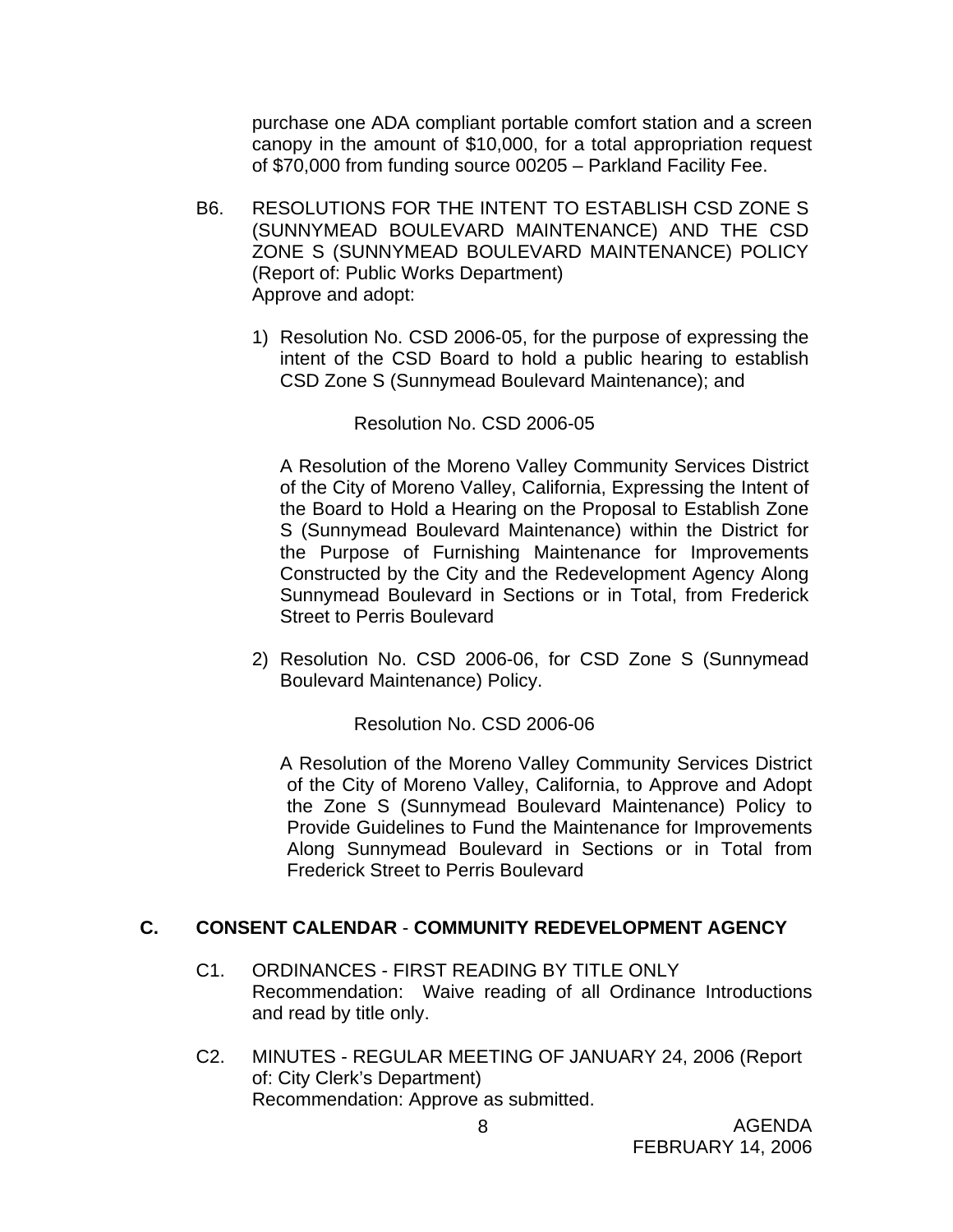purchase one ADA compliant portable comfort station and a screen canopy in the amount of $10,000, for a total appropriation request of $70,000 from funding source 00205 – Parkland Facility Fee.

B6. RESOLUTIONS FOR THE INTENT TO ESTABLISH CSD ZONE S (SUNNYMEAD BOULEVARD MAINTENANCE) AND THE CSD ZONE S (SUNNYMEAD BOULEVARD MAINTENANCE) POLICY (Report of: Public Works Department)
Approve and adopt:

1) Resolution No. CSD 2006-05, for the purpose of expressing the intent of the CSD Board to hold a public hearing to establish CSD Zone S (Sunnymead Boulevard Maintenance); and

   Resolution No. CSD 2006-05

   A Resolution of the Moreno Valley Community Services District of the City of Moreno Valley, California, Expressing the Intent of the Board to Hold a Hearing on the Proposal to Establish Zone S (Sunnymead Boulevard Maintenance) within the District for the Purpose of Furnishing Maintenance for Improvements Constructed by the City and the Redevelopment Agency Along Sunnymead Boulevard in Sections or in Total, from Frederick Street to Perris Boulevard

2) Resolution No. CSD 2006-06, for CSD Zone S (Sunnymead Boulevard Maintenance) Policy.

   Resolution No. CSD 2006-06

   A Resolution of the Moreno Valley Community Services District of the City of Moreno Valley, California, to Approve and Adopt the Zone S (Sunnymead Boulevard Maintenance) Policy to Provide Guidelines to Fund the Maintenance for Improvements Along Sunnymead Boulevard in Sections or in Total from Frederick Street to Perris Boulevard

## C. CONSENT CALENDAR - COMMUNITY REDEVELOPMENT AGENCY

C1. ORDINANCES - FIRST READING BY TITLE ONLY
Recommendation: Waive reading of all Ordinance Introductions and read by title only.

C2. MINUTES - REGULAR MEETING OF JANUARY 24, 2006 (Report of: City Clerk's Department)
Recommendation: Approve as submitted.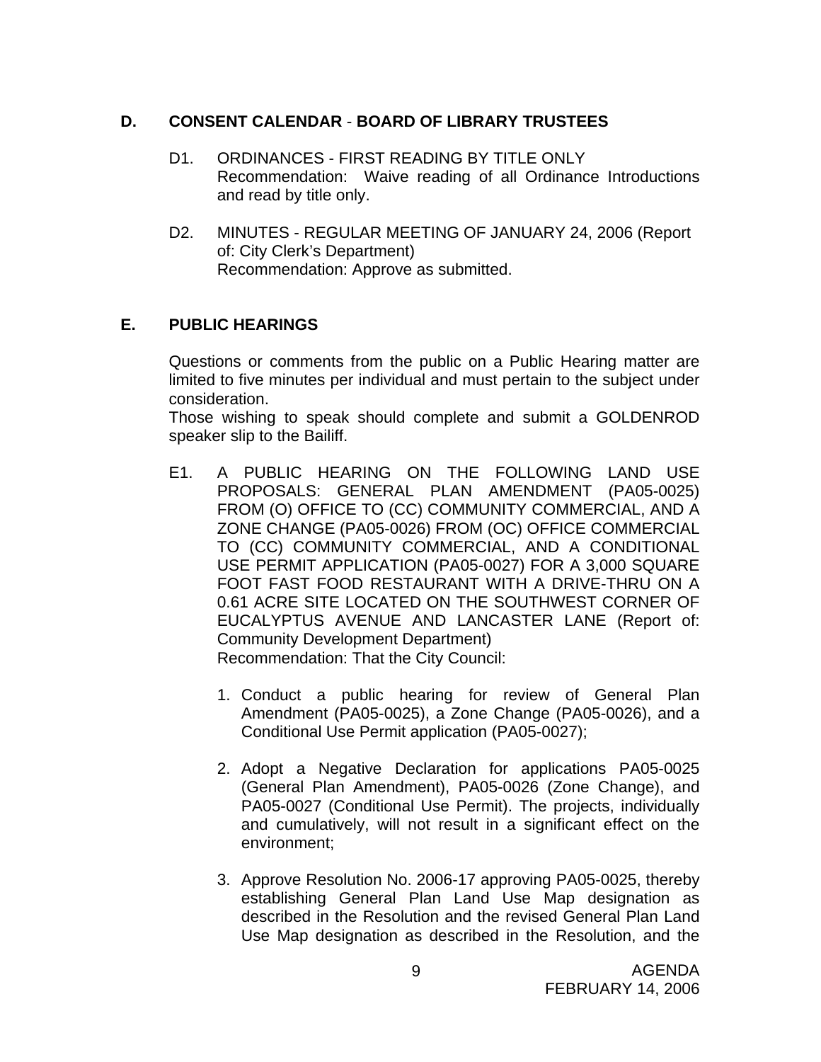## D. CONSENT CALENDAR - BOARD OF LIBRARY TRUSTEES

D1. ORDINANCES - FIRST READING BY TITLE ONLY
Recommendation: Waive reading of all Ordinance Introductions and read by title only.

D2. MINUTES - REGULAR MEETING OF JANUARY 24, 2006 (Report of: City Clerk's Department)
Recommendation: Approve as submitted.

## E. PUBLIC HEARINGS

Questions or comments from the public on a Public Hearing matter are limited to five minutes per individual and must pertain to the subject under consideration.
Those wishing to speak should complete and submit a GOLDENROD speaker slip to the Bailiff.

E1. A PUBLIC HEARING ON THE FOLLOWING LAND USE PROPOSALS: GENERAL PLAN AMENDMENT (PA05-0025) FROM (O) OFFICE TO (CC) COMMUNITY COMMERCIAL, AND A ZONE CHANGE (PA05-0026) FROM (OC) OFFICE COMMERCIAL TO (CC) COMMUNITY COMMERCIAL, AND A CONDITIONAL USE PERMIT APPLICATION (PA05-0027) FOR A 3,000 SQUARE FOOT FAST FOOD RESTAURANT WITH A DRIVE-THRU ON A 0.61 ACRE SITE LOCATED ON THE SOUTHWEST CORNER OF EUCALYPTUS AVENUE AND LANCASTER LANE (Report of: Community Development Department)
Recommendation: That the City Council:

1. Conduct a public hearing for review of General Plan Amendment (PA05-0025), a Zone Change (PA05-0026), and a Conditional Use Permit application (PA05-0027);

2. Adopt a Negative Declaration for applications PA05-0025 (General Plan Amendment), PA05-0026 (Zone Change), and PA05-0027 (Conditional Use Permit). The projects, individually and cumulatively, will not result in a significant effect on the environment;

3. Approve Resolution No. 2006-17 approving PA05-0025, thereby establishing General Plan Land Use Map designation as described in the Resolution and the revised General Plan Land Use Map designation as described in the Resolution, and the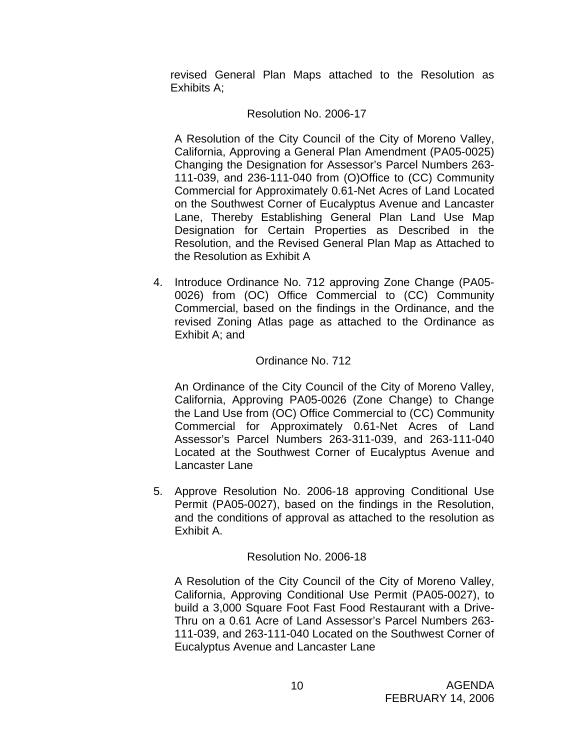revised General Plan Maps attached to the Resolution as Exhibits A;

Resolution No. 2006-17

A Resolution of the City Council of the City of Moreno Valley, California, Approving a General Plan Amendment (PA05-0025) Changing the Designation for Assessor's Parcel Numbers 263-111-039, and 236-111-040 from (O)Office to (CC) Community Commercial for Approximately 0.61-Net Acres of Land Located on the Southwest Corner of Eucalyptus Avenue and Lancaster Lane, Thereby Establishing General Plan Land Use Map Designation for Certain Properties as Described in the Resolution, and the Revised General Plan Map as Attached to the Resolution as Exhibit A

4. Introduce Ordinance No. 712 approving Zone Change (PA05-0026) from (OC) Office Commercial to (CC) Community Commercial, based on the findings in the Ordinance, and the revised Zoning Atlas page as attached to the Ordinance as Exhibit A; and

   Ordinance No. 712

   An Ordinance of the City Council of the City of Moreno Valley, California, Approving PA05-0026 (Zone Change) to Change the Land Use from (OC) Office Commercial to (CC) Community Commercial for Approximately 0.61-Net Acres of Land Assessor's Parcel Numbers 263-311-039, and 263-111-040 Located at the Southwest Corner of Eucalyptus Avenue and Lancaster Lane

5. Approve Resolution No. 2006-18 approving Conditional Use Permit (PA05-0027), based on the findings in the Resolution, and the conditions of approval as attached to the resolution as Exhibit A.

   Resolution No. 2006-18

   A Resolution of the City Council of the City of Moreno Valley, California, Approving Conditional Use Permit (PA05-0027), to build a 3,000 Square Foot Fast Food Restaurant with a Drive-Thru on a 0.61 Acre of Land Assessor's Parcel Numbers 263-111-039, and 263-111-040 Located on the Southwest Corner of Eucalyptus Avenue and Lancaster Lane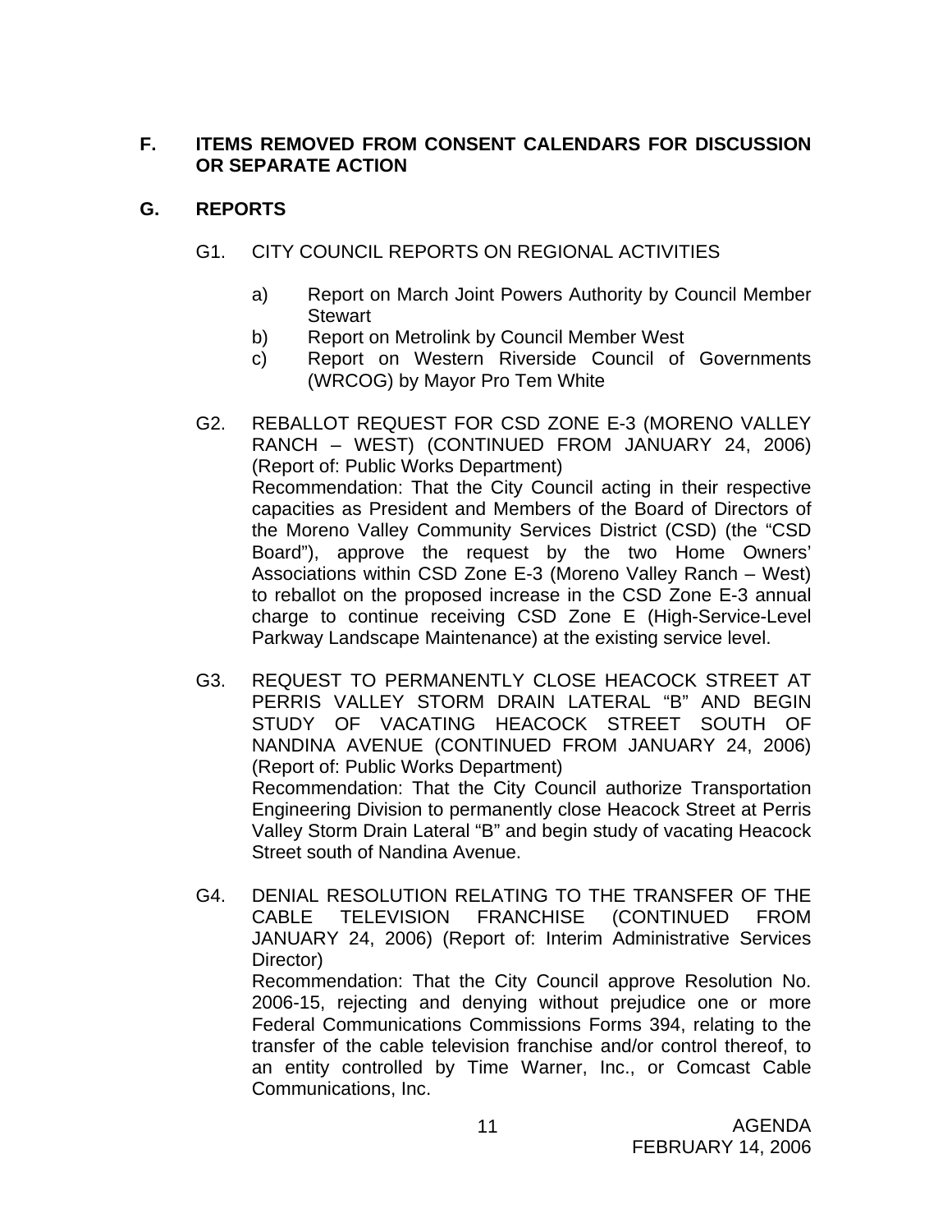## F. ITEMS REMOVED FROM CONSENT CALENDARS FOR DISCUSSION OR SEPARATE ACTION

## G. REPORTS

G1. CITY COUNCIL REPORTS ON REGIONAL ACTIVITIES

a) Report on March Joint Powers Authority by Council Member Stewart
b) Report on Metrolink by Council Member West
c) Report on Western Riverside Council of Governments (WRCOG) by Mayor Pro Tem White

G2. REBALLOT REQUEST FOR CSD ZONE E-3 (MORENO VALLEY RANCH – WEST) (CONTINUED FROM JANUARY 24, 2006) (Report of: Public Works Department)
Recommendation: That the City Council acting in their respective capacities as President and Members of the Board of Directors of the Moreno Valley Community Services District (CSD) (the "CSD Board"), approve the request by the two Home Owners' Associations within CSD Zone E-3 (Moreno Valley Ranch – West) to reballot on the proposed increase in the CSD Zone E-3 annual charge to continue receiving CSD Zone E (High-Service-Level Parkway Landscape Maintenance) at the existing service level.

G3. REQUEST TO PERMANENTLY CLOSE HEACOCK STREET AT PERRIS VALLEY STORM DRAIN LATERAL "B" AND BEGIN STUDY OF VACATING HEACOCK STREET SOUTH OF NANDINA AVENUE (CONTINUED FROM JANUARY 24, 2006) (Report of: Public Works Department)
Recommendation: That the City Council authorize Transportation Engineering Division to permanently close Heacock Street at Perris Valley Storm Drain Lateral "B" and begin study of vacating Heacock Street south of Nandina Avenue.

G4. DENIAL RESOLUTION RELATING TO THE TRANSFER OF THE CABLE TELEVISION FRANCHISE (CONTINUED FROM JANUARY 24, 2006) (Report of: Interim Administrative Services Director)
Recommendation: That the City Council approve Resolution No. 2006-15, rejecting and denying without prejudice one or more Federal Communications Commissions Forms 394, relating to the transfer of the cable television franchise and/or control thereof, to an entity controlled by Time Warner, Inc., or Comcast Cable Communications, Inc.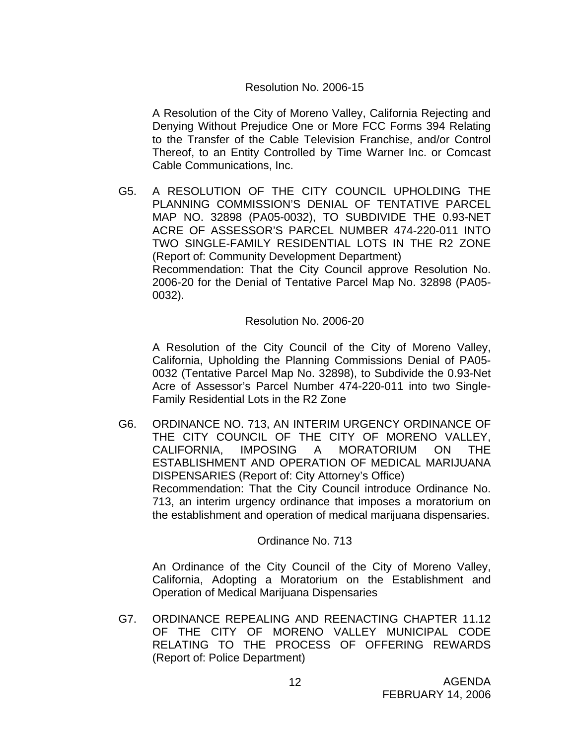Resolution No. 2006-15

A Resolution of the City of Moreno Valley, California Rejecting and Denying Without Prejudice One or More FCC Forms 394 Relating to the Transfer of the Cable Television Franchise, and/or Control Thereof, to an Entity Controlled by Time Warner Inc. or Comcast Cable Communications, Inc.

G5. A RESOLUTION OF THE CITY COUNCIL UPHOLDING THE PLANNING COMMISSION'S DENIAL OF TENTATIVE PARCEL MAP NO. 32898 (PA05-0032), TO SUBDIVIDE THE 0.93-NET ACRE OF ASSESSOR'S PARCEL NUMBER 474-220-011 INTO TWO SINGLE-FAMILY RESIDENTIAL LOTS IN THE R2 ZONE (Report of: Community Development Department)
Recommendation: That the City Council approve Resolution No. 2006-20 for the Denial of Tentative Parcel Map No. 32898 (PA05-0032).

Resolution No. 2006-20

A Resolution of the City Council of the City of Moreno Valley, California, Upholding the Planning Commissions Denial of PA05-0032 (Tentative Parcel Map No. 32898), to Subdivide the 0.93-Net Acre of Assessor's Parcel Number 474-220-011 into two Single-Family Residential Lots in the R2 Zone

G6. ORDINANCE NO. 713, AN INTERIM URGENCY ORDINANCE OF THE CITY COUNCIL OF THE CITY OF MORENO VALLEY, CALIFORNIA, IMPOSING A MORATORIUM ON THE ESTABLISHMENT AND OPERATION OF MEDICAL MARIJUANA DISPENSARIES (Report of: City Attorney's Office)
Recommendation: That the City Council introduce Ordinance No. 713, an interim urgency ordinance that imposes a moratorium on the establishment and operation of medical marijuana dispensaries.

Ordinance No. 713

An Ordinance of the City Council of the City of Moreno Valley, California, Adopting a Moratorium on the Establishment and Operation of Medical Marijuana Dispensaries

G7. ORDINANCE REPEALING AND REENACTING CHAPTER 11.12 OF THE CITY OF MORENO VALLEY MUNICIPAL CODE RELATING TO THE PROCESS OF OFFERING REWARDS (Report of: Police Department)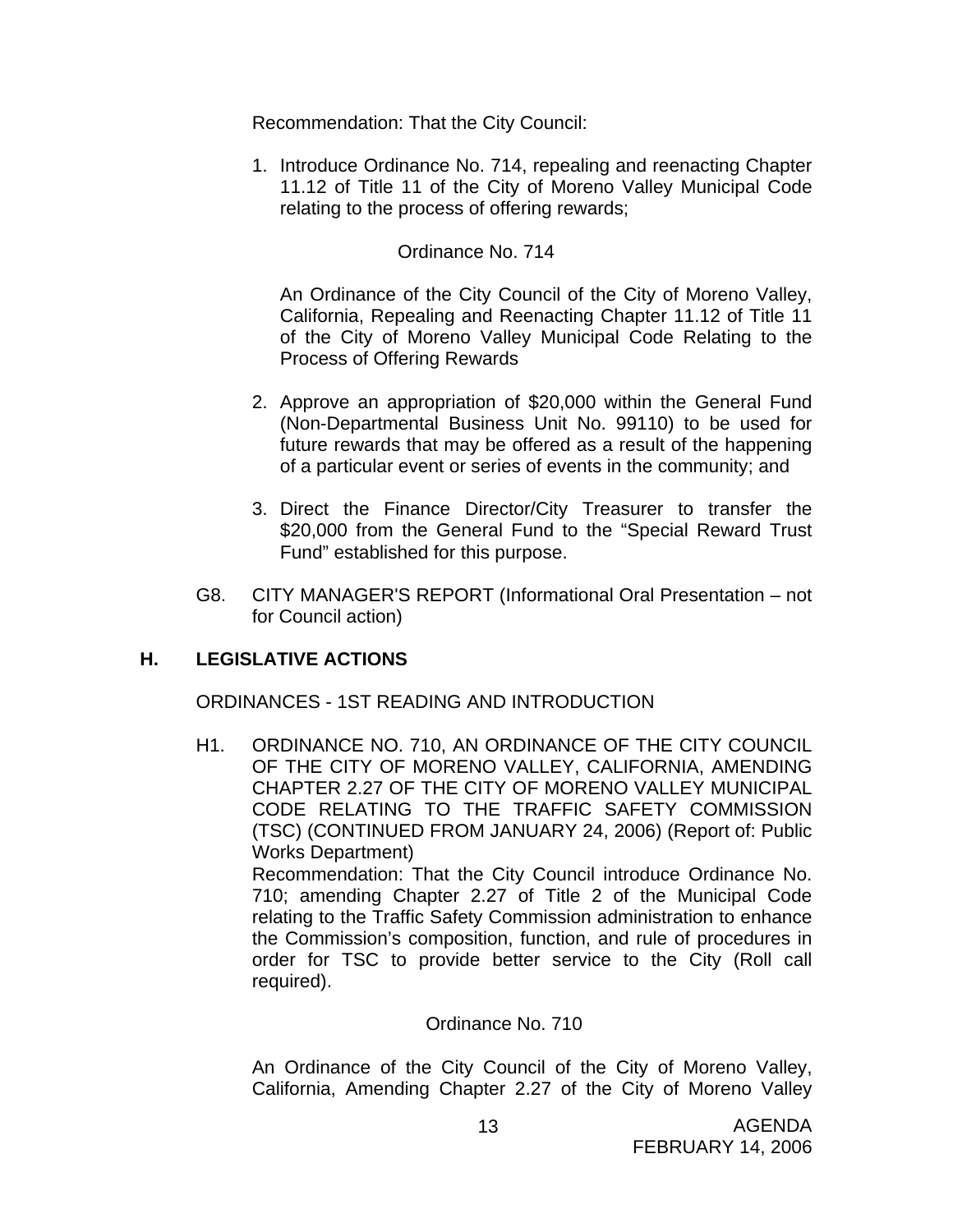Recommendation: That the City Council:

1. Introduce Ordinance No. 714, repealing and reenacting Chapter 11.12 of Title 11 of the City of Moreno Valley Municipal Code relating to the process of offering rewards;

   Ordinance No. 714

   An Ordinance of the City Council of the City of Moreno Valley, California, Repealing and Reenacting Chapter 11.12 of Title 11 of the City of Moreno Valley Municipal Code Relating to the Process of Offering Rewards

2. Approve an appropriation of $20,000 within the General Fund (Non-Departmental Business Unit No. 99110) to be used for future rewards that may be offered as a result of the happening of a particular event or series of events in the community; and

3. Direct the Finance Director/City Treasurer to transfer the $20,000 from the General Fund to the "Special Reward Trust Fund" established for this purpose.

G8. CITY MANAGER'S REPORT (Informational Oral Presentation – not for Council action)

## H. LEGISLATIVE ACTIONS

ORDINANCES - 1ST READING AND INTRODUCTION

H1. ORDINANCE NO. 710, AN ORDINANCE OF THE CITY COUNCIL OF THE CITY OF MORENO VALLEY, CALIFORNIA, AMENDING CHAPTER 2.27 OF THE CITY OF MORENO VALLEY MUNICIPAL CODE RELATING TO THE TRAFFIC SAFETY COMMISSION (TSC) (CONTINUED FROM JANUARY 24, 2006) (Report of: Public Works Department)
Recommendation: That the City Council introduce Ordinance No. 710; amending Chapter 2.27 of Title 2 of the Municipal Code relating to the Traffic Safety Commission administration to enhance the Commission's composition, function, and rule of procedures in order for TSC to provide better service to the City (Roll call required).

Ordinance No. 710

An Ordinance of the City Council of the City of Moreno Valley, California, Amending Chapter 2.27 of the City of Moreno Valley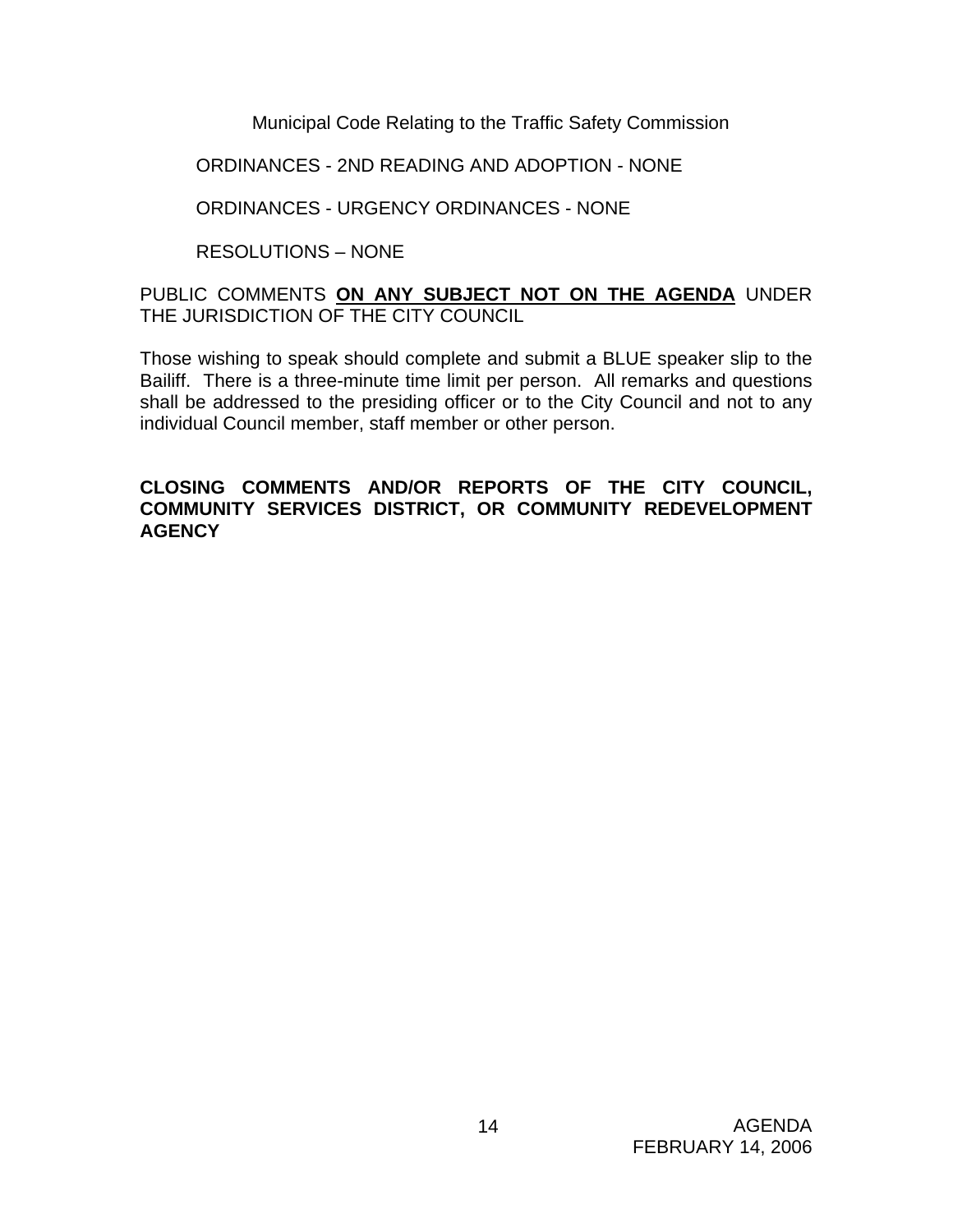Municipal Code Relating to the Traffic Safety Commission

ORDINANCES - 2ND READING AND ADOPTION - NONE

ORDINANCES - URGENCY ORDINANCES - NONE

RESOLUTIONS – NONE

PUBLIC COMMENTS **ON ANY SUBJECT NOT ON THE AGENDA** UNDER THE JURISDICTION OF THE CITY COUNCIL

Those wishing to speak should complete and submit a BLUE speaker slip to the Bailiff. There is a three-minute time limit per person. All remarks and questions shall be addressed to the presiding officer or to the City Council and not to any individual Council member, staff member or other person.

**CLOSING COMMENTS AND/OR REPORTS OF THE CITY COUNCIL, COMMUNITY SERVICES DISTRICT, OR COMMUNITY REDEVELOPMENT AGENCY**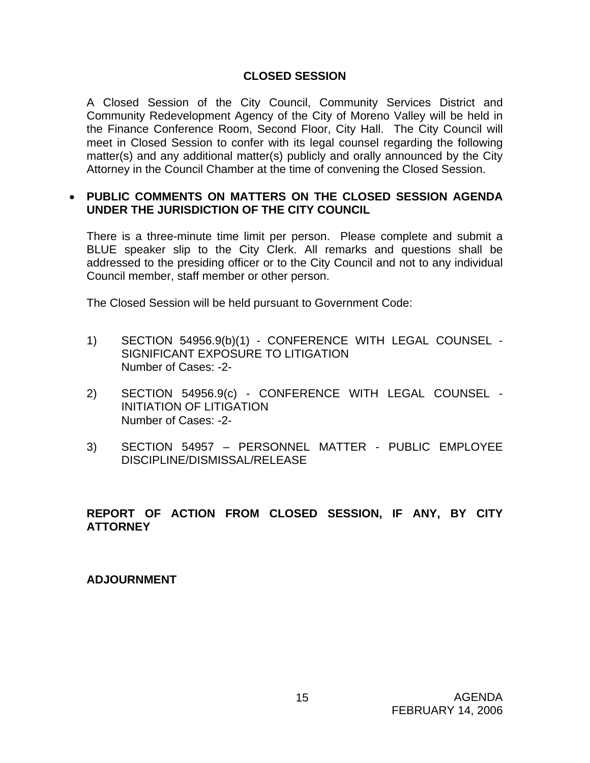## CLOSED SESSION

A Closed Session of the City Council, Community Services District and Community Redevelopment Agency of the City of Moreno Valley will be held in the Finance Conference Room, Second Floor, City Hall. The City Council will meet in Closed Session to confer with its legal counsel regarding the following matter(s) and any additional matter(s) publicly and orally announced by the City Attorney in the Council Chamber at the time of convening the Closed Session.

- **PUBLIC COMMENTS ON MATTERS ON THE CLOSED SESSION AGENDA UNDER THE JURISDICTION OF THE CITY COUNCIL**

  There is a three-minute time limit per person. Please complete and submit a BLUE speaker slip to the City Clerk. All remarks and questions shall be addressed to the presiding officer or to the City Council and not to any individual Council member, staff member or other person.

  The Closed Session will be held pursuant to Government Code:

  1) SECTION 54956.9(b)(1) - CONFERENCE WITH LEGAL COUNSEL - SIGNIFICANT EXPOSURE TO LITIGATION
     Number of Cases: -2-

  2) SECTION 54956.9(c) - CONFERENCE WITH LEGAL COUNSEL - INITIATION OF LITIGATION
     Number of Cases: -2-

  3) SECTION 54957 – PERSONNEL MATTER - PUBLIC EMPLOYEE DISCIPLINE/DISMISSAL/RELEASE

**REPORT OF ACTION FROM CLOSED SESSION, IF ANY, BY CITY ATTORNEY**

**ADJOURNMENT**